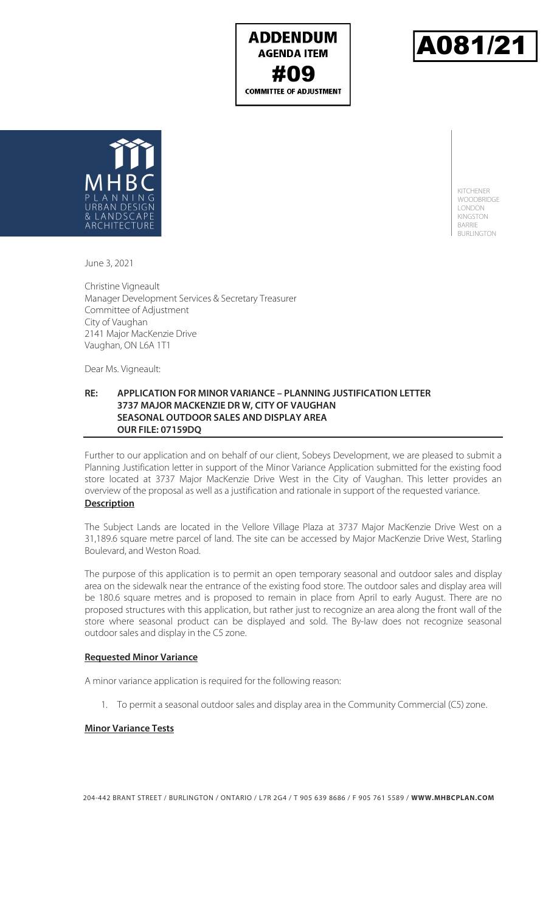**ADDENDUM**
**AGENDA ITEM**
**#09**
**COMMITTEE OF ADJUSTMENT**

**A081/21**

MHBC PLANNING URBAN DESIGN & LANDSCAPE ARCHITECTURE

KITCHENER
WOODBRIDGE
LONDON
KINGSTON
BARRIE
BURLINGTON

June 3, 2021

Christine Vigneault
Manager Development Services & Secretary Treasurer
Committee of Adjustment
City of Vaughan
2141 Major MacKenzie Drive
Vaughan, ON L6A 1T1

Dear Ms. Vigneault:

**RE: APPLICATION FOR MINOR VARIANCE – PLANNING JUSTIFICATION LETTER**
**3737 MAJOR MACKENZIE DR W, CITY OF VAUGHAN**
**SEASONAL OUTDOOR SALES AND DISPLAY AREA**
**OUR FILE: 07159DQ**

Further to our application and on behalf of our client, Sobeys Development, we are pleased to submit a Planning Justification letter in support of the Minor Variance Application submitted for the existing food store located at 3737 Major MacKenzie Drive West in the City of Vaughan. This letter provides an overview of the proposal as well as a justification and rationale in support of the requested variance.

**Description**

The Subject Lands are located in the Vellore Village Plaza at 3737 Major MacKenzie Drive West on a 31,189.6 square metre parcel of land. The site can be accessed by Major MacKenzie Drive West, Starling Boulevard, and Weston Road.

The purpose of this application is to permit an open temporary seasonal and outdoor sales and display area on the sidewalk near the entrance of the existing food store. The outdoor sales and display area will be 180.6 square metres and is proposed to remain in place from April to early August. There are no proposed structures with this application, but rather just to recognize an area along the front wall of the store where seasonal product can be displayed and sold. The By-law does not recognize seasonal outdoor sales and display in the C5 zone.

**Requested Minor Variance**

A minor variance application is required for the following reason:

1. To permit a seasonal outdoor sales and display area in the Community Commercial (C5) zone.

**Minor Variance Tests**

204-442 BRANT STREET / BURLINGTON / ONTARIO / L7R 2G4 / T 905 639 8686 / F 905 761 5589 / **WWW.MHBCPLAN.COM**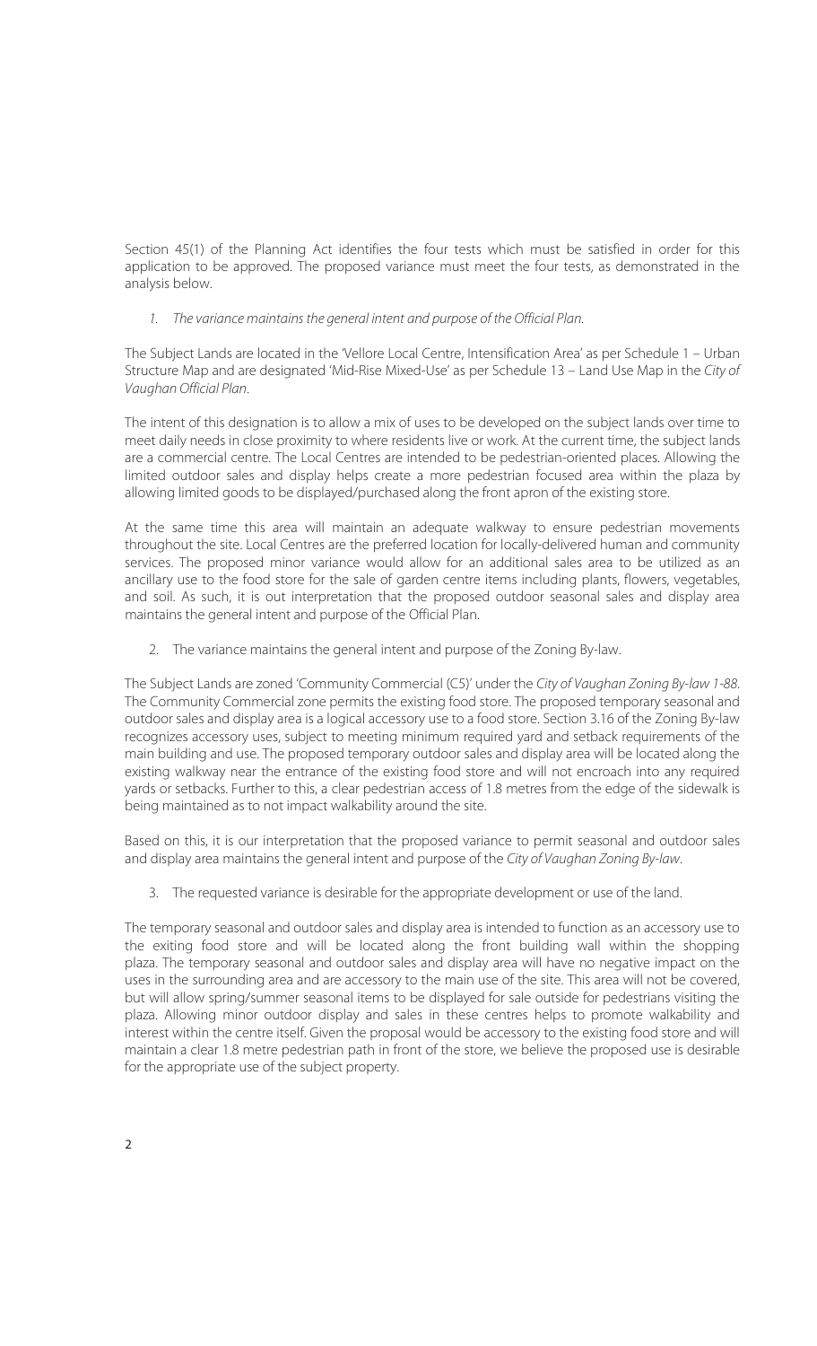Section 45(1) of the Planning Act identifies the four tests which must be satisfied in order for this application to be approved. The proposed variance must meet the four tests, as demonstrated in the analysis below.

1. *The variance maintains the general intent and purpose of the Official Plan.*

The Subject Lands are located in the 'Vellore Local Centre, Intensification Area' as per Schedule 1 – Urban Structure Map and are designated 'Mid-Rise Mixed-Use' as per Schedule 13 – Land Use Map in the *City of Vaughan Official Plan*.

The intent of this designation is to allow a mix of uses to be developed on the subject lands over time to meet daily needs in close proximity to where residents live or work. At the current time, the subject lands are a commercial centre. The Local Centres are intended to be pedestrian-oriented places. Allowing the limited outdoor sales and display helps create a more pedestrian focused area within the plaza by allowing limited goods to be displayed/purchased along the front apron of the existing store.

At the same time this area will maintain an adequate walkway to ensure pedestrian movements throughout the site. Local Centres are the preferred location for locally-delivered human and community services. The proposed minor variance would allow for an additional sales area to be utilized as an ancillary use to the food store for the sale of garden centre items including plants, flowers, vegetables, and soil. As such, it is out interpretation that the proposed outdoor seasonal sales and display area maintains the general intent and purpose of the Official Plan.

2. The variance maintains the general intent and purpose of the Zoning By-law.

The Subject Lands are zoned 'Community Commercial (C5)' under the *City of Vaughan Zoning By-law 1-88*. The Community Commercial zone permits the existing food store. The proposed temporary seasonal and outdoor sales and display area is a logical accessory use to a food store. Section 3.16 of the Zoning By-law recognizes accessory uses, subject to meeting minimum required yard and setback requirements of the main building and use. The proposed temporary outdoor sales and display area will be located along the existing walkway near the entrance of the existing food store and will not encroach into any required yards or setbacks. Further to this, a clear pedestrian access of 1.8 metres from the edge of the sidewalk is being maintained as to not impact walkability around the site.

Based on this, it is our interpretation that the proposed variance to permit seasonal and outdoor sales and display area maintains the general intent and purpose of the *City of Vaughan Zoning By-law*.

3. The requested variance is desirable for the appropriate development or use of the land.

The temporary seasonal and outdoor sales and display area is intended to function as an accessory use to the exiting food store and will be located along the front building wall within the shopping plaza. The temporary seasonal and outdoor sales and display area will have no negative impact on the uses in the surrounding area and are accessory to the main use of the site. This area will not be covered, but will allow spring/summer seasonal items to be displayed for sale outside for pedestrians visiting the plaza. Allowing minor outdoor display and sales in these centres helps to promote walkability and interest within the centre itself. Given the proposal would be accessory to the existing food store and will maintain a clear 1.8 metre pedestrian path in front of the store, we believe the proposed use is desirable for the appropriate use of the subject property.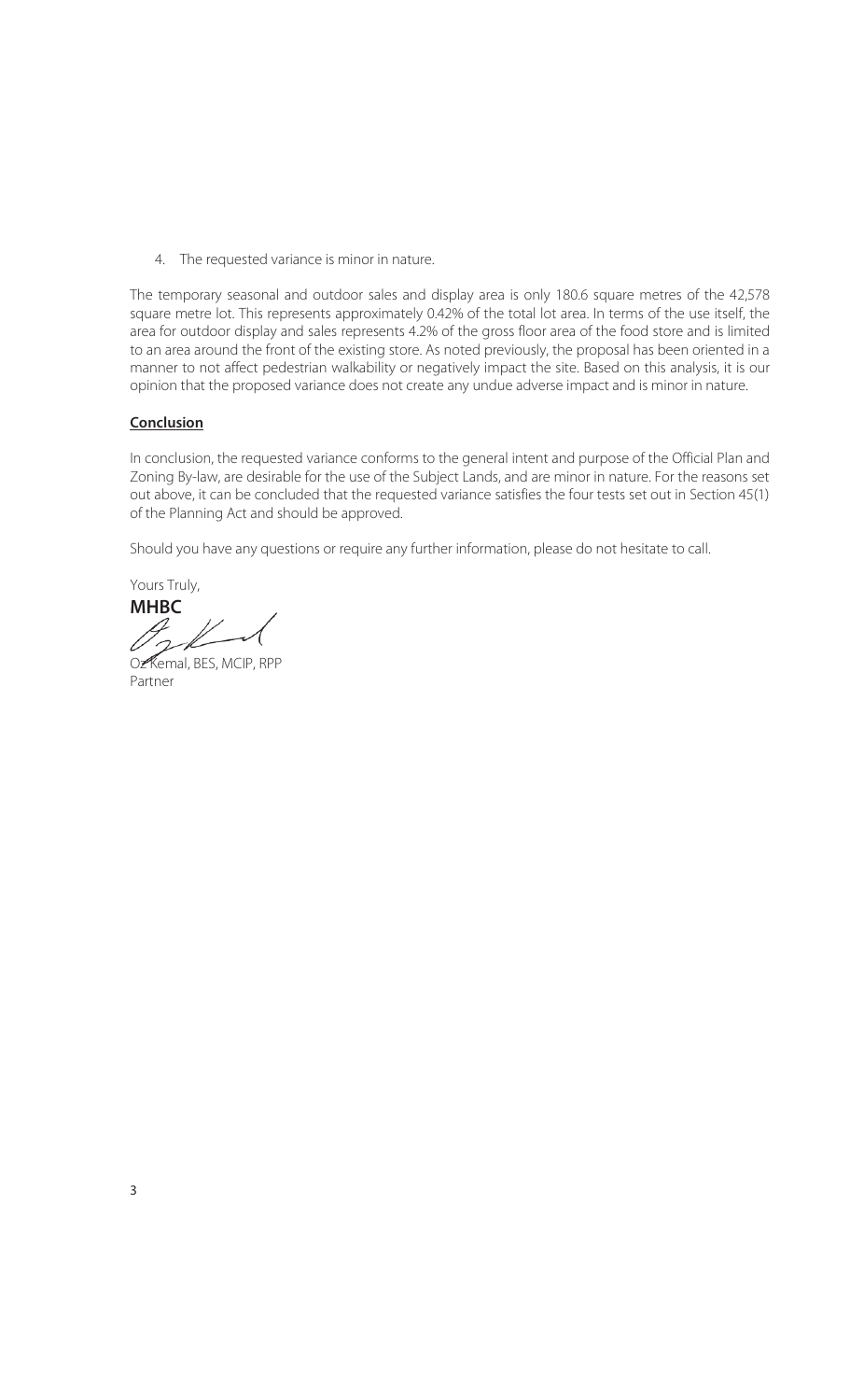4. The requested variance is minor in nature.

The temporary seasonal and outdoor sales and display area is only 180.6 square metres of the 42,578 square metre lot. This represents approximately 0.42% of the total lot area. In terms of the use itself, the area for outdoor display and sales represents 4.2% of the gross floor area of the food store and is limited to an area around the front of the existing store. As noted previously, the proposal has been oriented in a manner to not affect pedestrian walkability or negatively impact the site. Based on this analysis, it is our opinion that the proposed variance does not create any undue adverse impact and is minor in nature.

**Conclusion**

In conclusion, the requested variance conforms to the general intent and purpose of the Official Plan and Zoning By-law, are desirable for the use of the Subject Lands, and are minor in nature. For the reasons set out above, it can be concluded that the requested variance satisfies the four tests set out in Section 45(1) of the Planning Act and should be approved.

Should you have any questions or require any further information, please do not hesitate to call.

Yours Truly,

**MHBC**

Oz Kemal, BES, MCIP, RPP
Partner